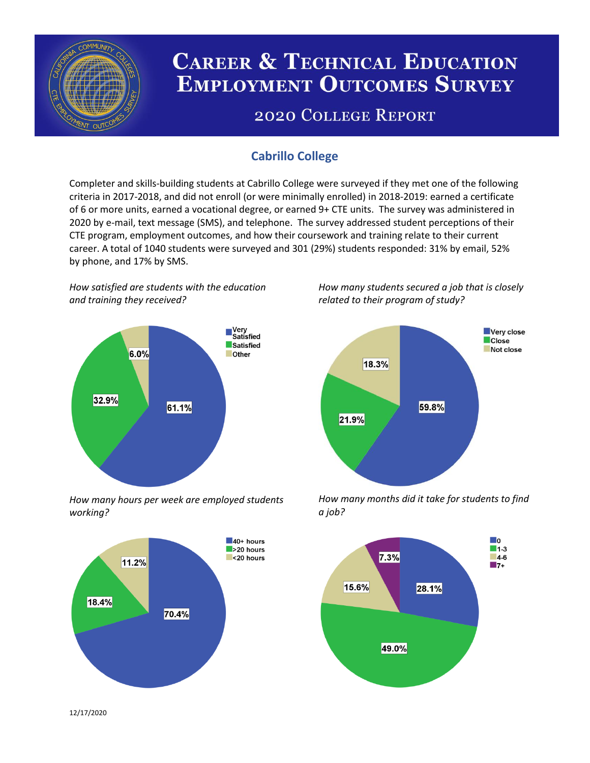# Career & Technical Education Employment Outcomes Survey

## 2020 College Report

### Cabrillo College

Completer and skills-building students at Cabrillo College were surveyed if they met one of the following criteria in 2017-2018, and did not enroll (or were minimally enrolled) in 2018-2019: earned a certificate of 6 or more units, earned a vocational degree, or earned 9+ CTE units. The survey was administered in 2020 by e-mail, text message (SMS), and telephone. The survey addressed student perceptions of their CTE program, employment outcomes, and how their coursework and training relate to their current career. A total of 1040 students were surveyed and 301 (29%) students responded: 31% by email, 52% by phone, and 17% by SMS.

*How satisfied are students with the education and training they received?*

| Response | Percent |
|---|---|
| Very Satisfied | 61.1% |
| Satisfied | 32.9% |
| Other | 6.0% |

*How many students secured a job that is closely related to their program of study?*

| Response | Percent |
|---|---|
| Very close | 59.8% |
| Close | 21.9% |
| Not close | 18.3% |

*How many hours per week are employed students working?*

| Response | Percent |
|---|---|
| 40+ hours | 70.4% |
| >20 hours | 18.4% |
| <20 hours | 11.2% |

*How many months did it take for students to find a job?*

| Response | Percent |
|---|---|
| 0 | 28.1% |
| 1-3 | 49.0% |
| 4-6 | 15.6% |
| 7+ | 7.3% |

12/17/2020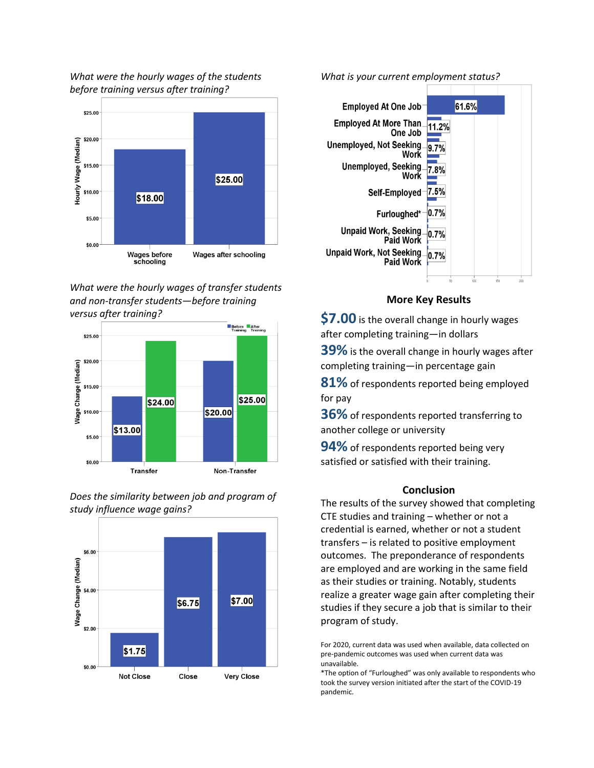*What were the hourly wages of the students before training versus after training?*

Hourly Wage (Median)

$25.00
$20.00
$15.00
$10.00
$5.00
$0.00

$18.00
$25.00

Wages before schooling
Wages after schooling

*What were the hourly wages of transfer students and non-transfer students—before training versus after training?*

Before Training
After Training

Wage Change (Median)

$25.00
$20.00
$15.00
$10.00
$5.00
$0.00

$13.00
$24.00
$20.00
$25.00

Transfer
Non-Transfer

*Does the similarity between job and program of study influence wage gains?*

Wage Change (Median)

$6.00
$4.00
$2.00
$0.00

$1.75
$6.75
$7.00

Not Close
Close
Very Close

*What is your current employment status?*

Employed At One Job 61.6%
Employed At More Than One Job 11.2%
Unemployed, Not Seeking Work 9.7%
Unemployed, Seeking Work 7.8%
Self-Employed 7.5%
Furloughed* 0.7%
Unpaid Work, Seeking Paid Work 0.7%
Unpaid Work, Not Seeking Paid Work 0.7%

0
50
100
150
200

### More Key Results

**$7.00** is the overall change in hourly wages after completing training—in dollars

**39%** is the overall change in hourly wages after completing training—in percentage gain

**81%** of respondents reported being employed for pay

**36%** of respondents reported transferring to another college or university

**94%** of respondents reported being very satisfied or satisfied with their training.

### Conclusion

The results of the survey showed that completing CTE studies and training – whether or not a credential is earned, whether or not a student transfers – is related to positive employment outcomes. The preponderance of respondents are employed and are working in the same field as their studies or training. Notably, students realize a greater wage gain after completing their studies if they secure a job that is similar to their program of study.

For 2020, current data was used when available, data collected on pre-pandemic outcomes was used when current data was unavailable.
*The option of "Furloughed" was only available to respondents who took the survey version initiated after the start of the COVID-19 pandemic.